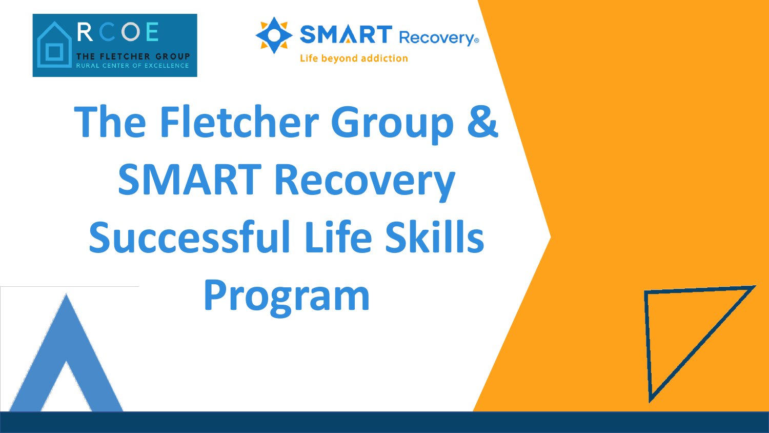RCOE
THE FLETCHER GROUP
RURAL CENTER OF EXCELLENCE

SMART Recovery®
Life beyond addiction

# The Fletcher Group & SMART Recovery Successful Life Skills Program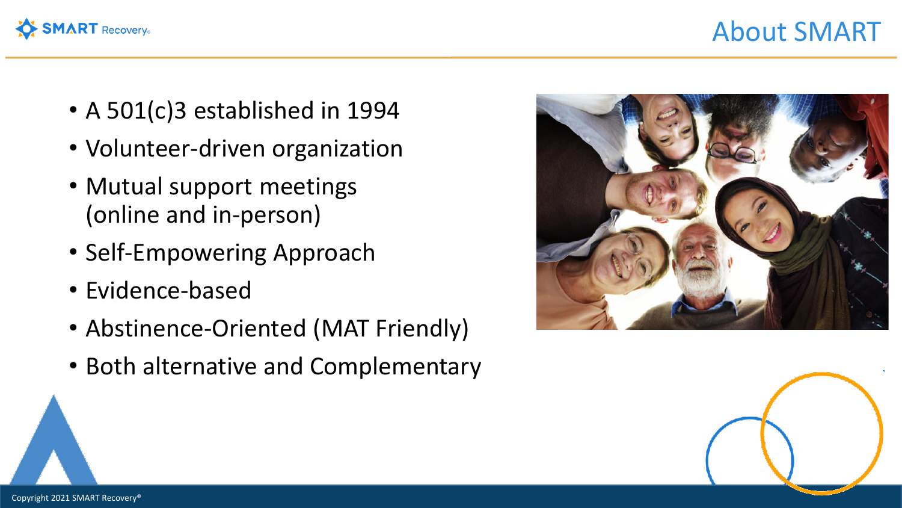# About SMART

- A 501(c)3 established in 1994
- Volunteer-driven organization
- Mutual support meetings (online and in-person)
- Self-Empowering Approach
- Evidence-based
- Abstinence-Oriented (MAT Friendly)
- Both alternative and Complementary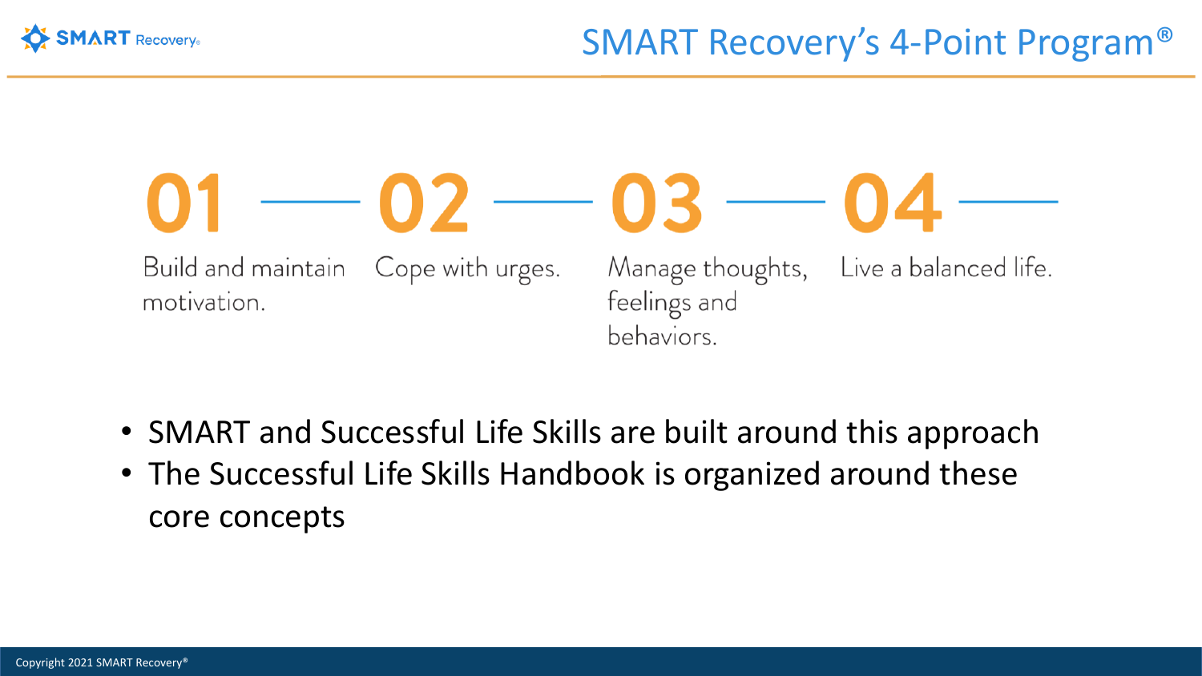# SMART Recovery's 4-Point Program®

**01** Build and maintain motivation.

**02** Cope with urges.

**03** Manage thoughts, feelings and behaviors.

**04** Live a balanced life.

- SMART and Successful Life Skills are built around this approach
- The Successful Life Skills Handbook is organized around these core concepts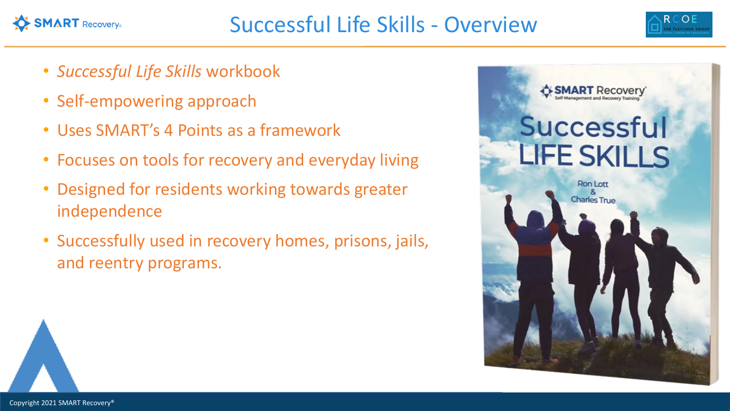# Successful Life Skills - Overview

- *Successful Life Skills* workbook
- Self-empowering approach
- Uses SMART's 4 Points as a framework
- Focuses on tools for recovery and everyday living
- Designed for residents working towards greater independence
- Successfully used in recovery homes, prisons, jails, and reentry programs.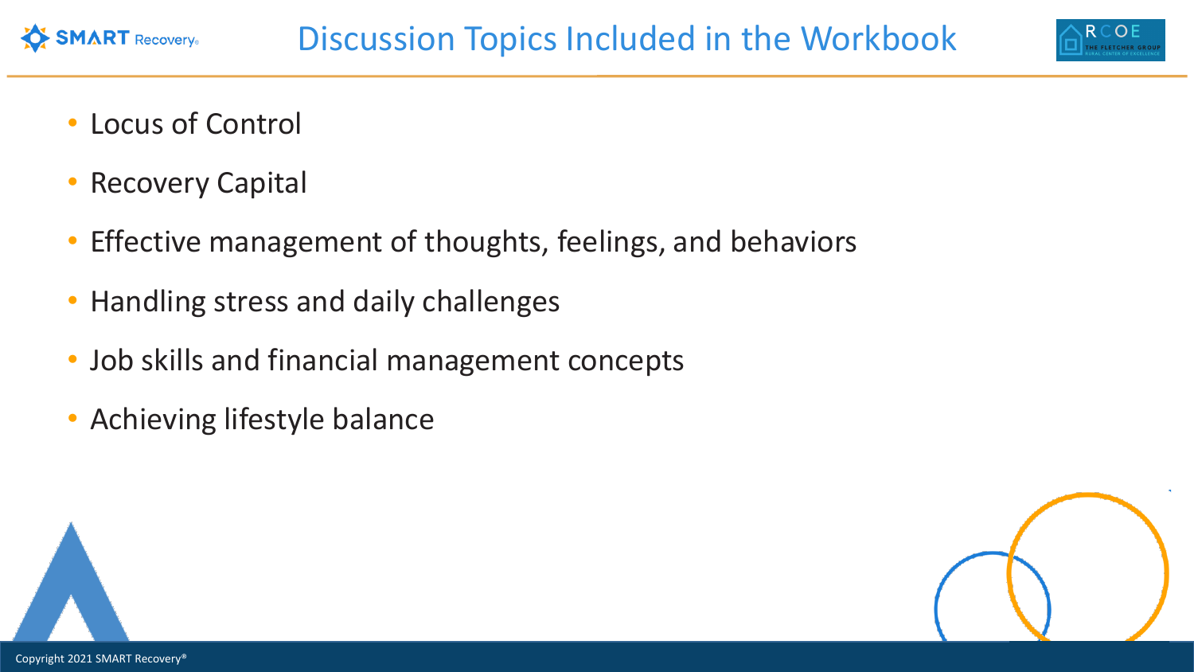# Discussion Topics Included in the Workbook

- Locus of Control
- Recovery Capital
- Effective management of thoughts, feelings, and behaviors
- Handling stress and daily challenges
- Job skills and financial management concepts
- Achieving lifestyle balance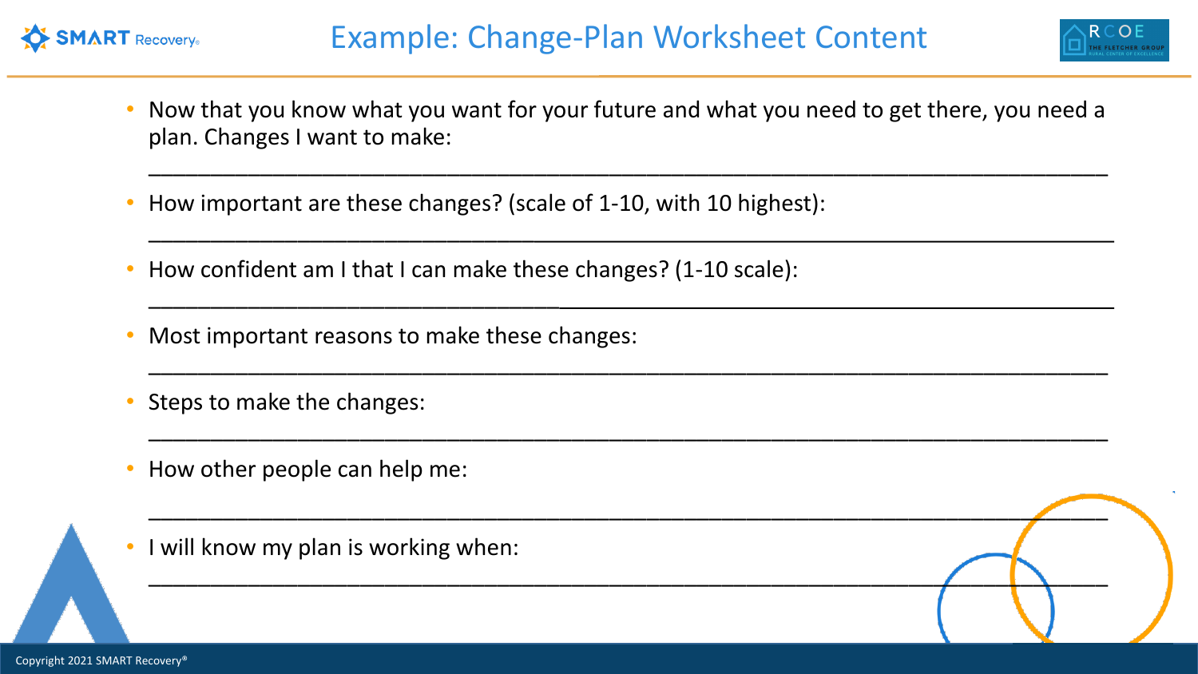# Example: Change-Plan Worksheet Content

- Now that you know what you want for your future and what you need to get there, you need a plan. Changes I want to make:

  ___________________________________________________________________________

- How important are these changes? (scale of 1-10, with 10 highest):

  ___________________________________________________________________________

- How confident am I that I can make these changes? (1-10 scale):

  ___________________________________________________________________________

- Most important reasons to make these changes:

  ___________________________________________________________________________

- Steps to make the changes:

  ___________________________________________________________________________

- How other people can help me:

  ___________________________________________________________________________

- I will know my plan is working when:

  ___________________________________________________________________________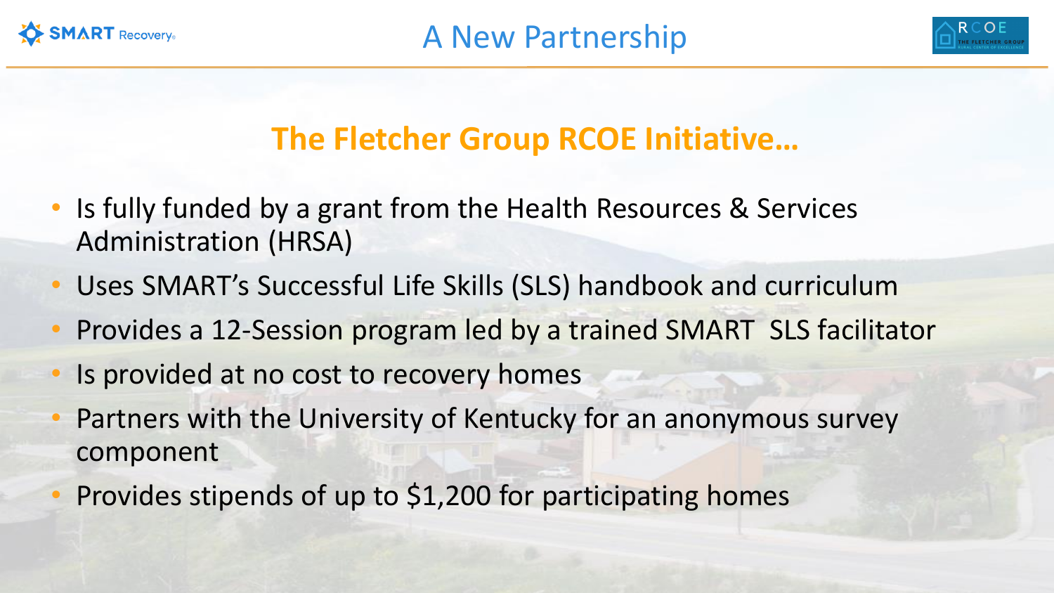# A New Partnership

## The Fletcher Group RCOE Initiative…

- Is fully funded by a grant from the Health Resources & Services Administration (HRSA)
- Uses SMART's Successful Life Skills (SLS) handbook and curriculum
- Provides a 12-Session program led by a trained SMART SLS facilitator
- Is provided at no cost to recovery homes
- Partners with the University of Kentucky for an anonymous survey component
- Provides stipends of up to $1,200 for participating homes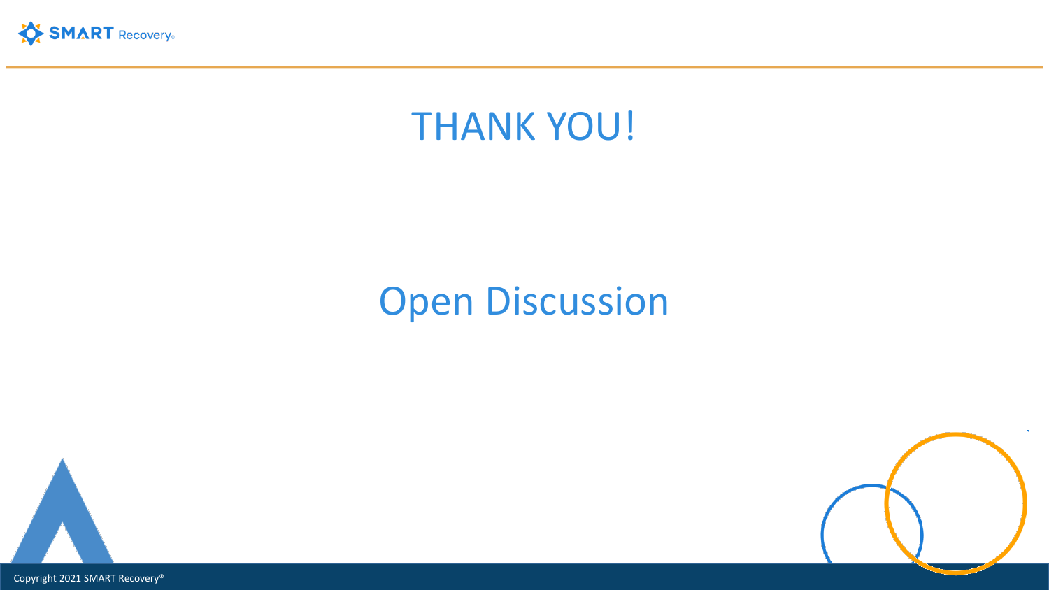# THANK YOU!

## Open Discussion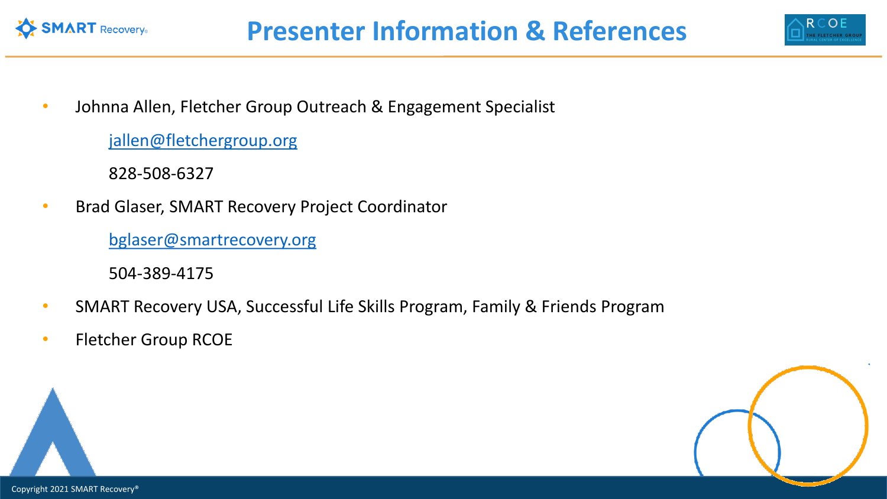# Presenter Information & References

- Johnna Allen, Fletcher Group Outreach & Engagement Specialist

  jallen@fletchergroup.org

  828-508-6327

- Brad Glaser, SMART Recovery Project Coordinator

  bglaser@smartrecovery.org

  504-389-4175

- SMART Recovery USA, Successful Life Skills Program, Family & Friends Program
- Fletcher Group RCOE